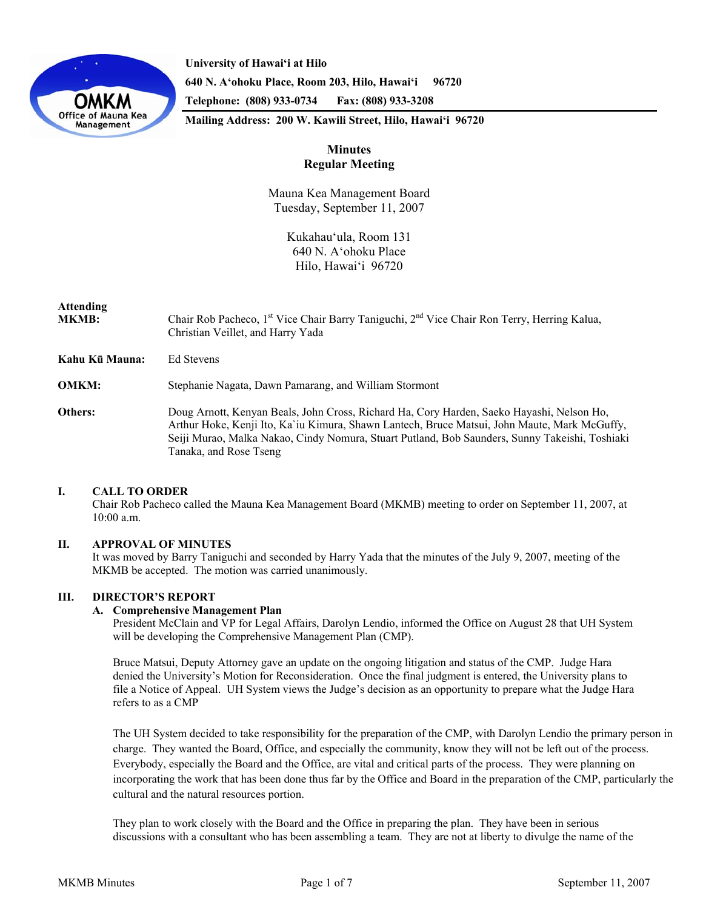University of Hawaiʻi at Hilo
640 N. Aʻohoku Place, Room 203, Hilo, Hawaiʻi 96720
Telephone: (808) 933-0734 Fax: (808) 933-3208
Mailing Address: 200 W. Kawili Street, Hilo, Hawaiʻi 96720

# Minutes
# Regular Meeting

Mauna Kea Management Board
Tuesday, September 11, 2007

Kukahauʻula, Room 131
640 N. Aʻohoku Place
Hilo, Hawaiʻi 96720

**Attending MKMB:** Chair Rob Pacheco, 1st Vice Chair Barry Taniguchi, 2nd Vice Chair Ron Terry, Herring Kalua, Christian Veillet, and Harry Yada

**Kahu Kū Mauna:** Ed Stevens

**OMKM:** Stephanie Nagata, Dawn Pamarang, and William Stormont

**Others:** Doug Arnott, Kenyan Beals, John Cross, Richard Ha, Cory Harden, Saeko Hayashi, Nelson Ho, Arthur Hoke, Kenji Ito, Ka`iu Kimura, Shawn Lantech, Bruce Matsui, John Maute, Mark McGuffy, Seiji Murao, Malka Nakao, Cindy Nomura, Stuart Putland, Bob Saunders, Sunny Takeishi, Toshiaki Tanaka, and Rose Tseng

## I. CALL TO ORDER

Chair Rob Pacheco called the Mauna Kea Management Board (MKMB) meeting to order on September 11, 2007, at 10:00 a.m.

## II. APPROVAL OF MINUTES

It was moved by Barry Taniguchi and seconded by Harry Yada that the minutes of the July 9, 2007, meeting of the MKMB be accepted. The motion was carried unanimously.

## III. DIRECTOR'S REPORT

### A. Comprehensive Management Plan

President McClain and VP for Legal Affairs, Darolyn Lendio, informed the Office on August 28 that UH System will be developing the Comprehensive Management Plan (CMP).

Bruce Matsui, Deputy Attorney gave an update on the ongoing litigation and status of the CMP. Judge Hara denied the University's Motion for Reconsideration. Once the final judgment is entered, the University plans to file a Notice of Appeal. UH System views the Judge's decision as an opportunity to prepare what the Judge Hara refers to as a CMP

The UH System decided to take responsibility for the preparation of the CMP, with Darolyn Lendio the primary person in charge. They wanted the Board, Office, and especially the community, know they will not be left out of the process. Everybody, especially the Board and the Office, are vital and critical parts of the process. They were planning on incorporating the work that has been done thus far by the Office and Board in the preparation of the CMP, particularly the cultural and the natural resources portion.

They plan to work closely with the Board and the Office in preparing the plan. They have been in serious discussions with a consultant who has been assembling a team. They are not at liberty to divulge the name of the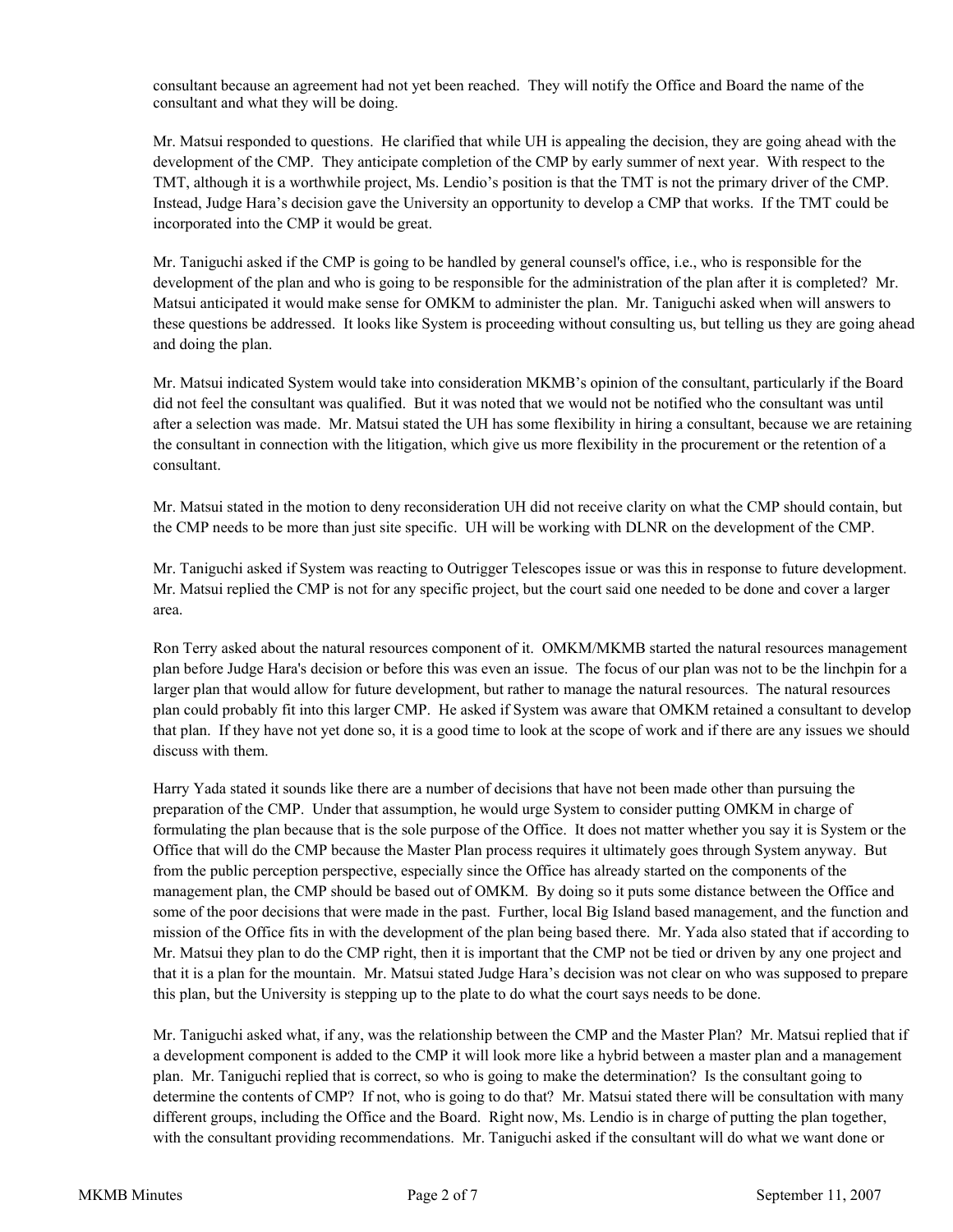consultant because an agreement had not yet been reached. They will notify the Office and Board the name of the consultant and what they will be doing.

Mr. Matsui responded to questions. He clarified that while UH is appealing the decision, they are going ahead with the development of the CMP. They anticipate completion of the CMP by early summer of next year. With respect to the TMT, although it is a worthwhile project, Ms. Lendio's position is that the TMT is not the primary driver of the CMP. Instead, Judge Hara's decision gave the University an opportunity to develop a CMP that works. If the TMT could be incorporated into the CMP it would be great.

Mr. Taniguchi asked if the CMP is going to be handled by general counsel's office, i.e., who is responsible for the development of the plan and who is going to be responsible for the administration of the plan after it is completed? Mr. Matsui anticipated it would make sense for OMKM to administer the plan. Mr. Taniguchi asked when will answers to these questions be addressed. It looks like System is proceeding without consulting us, but telling us they are going ahead and doing the plan.

Mr. Matsui indicated System would take into consideration MKMB's opinion of the consultant, particularly if the Board did not feel the consultant was qualified. But it was noted that we would not be notified who the consultant was until after a selection was made. Mr. Matsui stated the UH has some flexibility in hiring a consultant, because we are retaining the consultant in connection with the litigation, which give us more flexibility in the procurement or the retention of a consultant.

Mr. Matsui stated in the motion to deny reconsideration UH did not receive clarity on what the CMP should contain, but the CMP needs to be more than just site specific. UH will be working with DLNR on the development of the CMP.

Mr. Taniguchi asked if System was reacting to Outrigger Telescopes issue or was this in response to future development. Mr. Matsui replied the CMP is not for any specific project, but the court said one needed to be done and cover a larger area.

Ron Terry asked about the natural resources component of it. OMKM/MKMB started the natural resources management plan before Judge Hara's decision or before this was even an issue. The focus of our plan was not to be the linchpin for a larger plan that would allow for future development, but rather to manage the natural resources. The natural resources plan could probably fit into this larger CMP. He asked if System was aware that OMKM retained a consultant to develop that plan. If they have not yet done so, it is a good time to look at the scope of work and if there are any issues we should discuss with them.

Harry Yada stated it sounds like there are a number of decisions that have not been made other than pursuing the preparation of the CMP. Under that assumption, he would urge System to consider putting OMKM in charge of formulating the plan because that is the sole purpose of the Office. It does not matter whether you say it is System or the Office that will do the CMP because the Master Plan process requires it ultimately goes through System anyway. But from the public perception perspective, especially since the Office has already started on the components of the management plan, the CMP should be based out of OMKM. By doing so it puts some distance between the Office and some of the poor decisions that were made in the past. Further, local Big Island based management, and the function and mission of the Office fits in with the development of the plan being based there. Mr. Yada also stated that if according to Mr. Matsui they plan to do the CMP right, then it is important that the CMP not be tied or driven by any one project and that it is a plan for the mountain. Mr. Matsui stated Judge Hara's decision was not clear on who was supposed to prepare this plan, but the University is stepping up to the plate to do what the court says needs to be done.

Mr. Taniguchi asked what, if any, was the relationship between the CMP and the Master Plan? Mr. Matsui replied that if a development component is added to the CMP it will look more like a hybrid between a master plan and a management plan. Mr. Taniguchi replied that is correct, so who is going to make the determination? Is the consultant going to determine the contents of CMP? If not, who is going to do that? Mr. Matsui stated there will be consultation with many different groups, including the Office and the Board. Right now, Ms. Lendio is in charge of putting the plan together, with the consultant providing recommendations. Mr. Taniguchi asked if the consultant will do what we want done or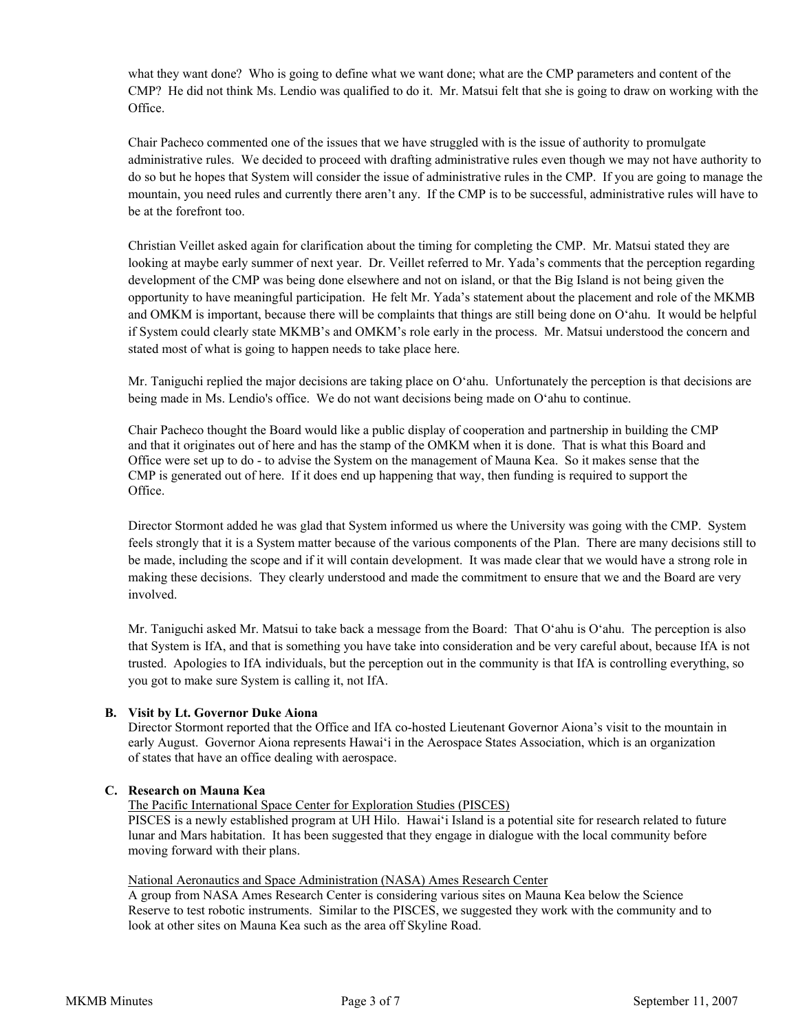what they want done? Who is going to define what we want done; what are the CMP parameters and content of the CMP? He did not think Ms. Lendio was qualified to do it. Mr. Matsui felt that she is going to draw on working with the Office.

Chair Pacheco commented one of the issues that we have struggled with is the issue of authority to promulgate administrative rules. We decided to proceed with drafting administrative rules even though we may not have authority to do so but he hopes that System will consider the issue of administrative rules in the CMP. If you are going to manage the mountain, you need rules and currently there aren't any. If the CMP is to be successful, administrative rules will have to be at the forefront too.

Christian Veillet asked again for clarification about the timing for completing the CMP. Mr. Matsui stated they are looking at maybe early summer of next year. Dr. Veillet referred to Mr. Yada's comments that the perception regarding development of the CMP was being done elsewhere and not on island, or that the Big Island is not being given the opportunity to have meaningful participation. He felt Mr. Yada's statement about the placement and role of the MKMB and OMKM is important, because there will be complaints that things are still being done on O'ahu. It would be helpful if System could clearly state MKMB's and OMKM's role early in the process. Mr. Matsui understood the concern and stated most of what is going to happen needs to take place here.

Mr. Taniguchi replied the major decisions are taking place on O'ahu. Unfortunately the perception is that decisions are being made in Ms. Lendio's office. We do not want decisions being made on O'ahu to continue.

Chair Pacheco thought the Board would like a public display of cooperation and partnership in building the CMP and that it originates out of here and has the stamp of the OMKM when it is done. That is what this Board and Office were set up to do - to advise the System on the management of Mauna Kea. So it makes sense that the CMP is generated out of here. If it does end up happening that way, then funding is required to support the Office.

Director Stormont added he was glad that System informed us where the University was going with the CMP. System feels strongly that it is a System matter because of the various components of the Plan. There are many decisions still to be made, including the scope and if it will contain development. It was made clear that we would have a strong role in making these decisions. They clearly understood and made the commitment to ensure that we and the Board are very involved.

Mr. Taniguchi asked Mr. Matsui to take back a message from the Board: That O'ahu is O'ahu. The perception is also that System is IfA, and that is something you have take into consideration and be very careful about, because IfA is not trusted. Apologies to IfA individuals, but the perception out in the community is that IfA is controlling everything, so you got to make sure System is calling it, not IfA.

**B. Visit by Lt. Governor Duke Aiona**

Director Stormont reported that the Office and IfA co-hosted Lieutenant Governor Aiona's visit to the mountain in early August. Governor Aiona represents Hawai'i in the Aerospace States Association, which is an organization of states that have an office dealing with aerospace.

**C. Research on Mauna Kea**

The Pacific International Space Center for Exploration Studies (PISCES)

PISCES is a newly established program at UH Hilo. Hawai'i Island is a potential site for research related to future lunar and Mars habitation. It has been suggested that they engage in dialogue with the local community before moving forward with their plans.

National Aeronautics and Space Administration (NASA) Ames Research Center

A group from NASA Ames Research Center is considering various sites on Mauna Kea below the Science Reserve to test robotic instruments. Similar to the PISCES, we suggested they work with the community and to look at other sites on Mauna Kea such as the area off Skyline Road.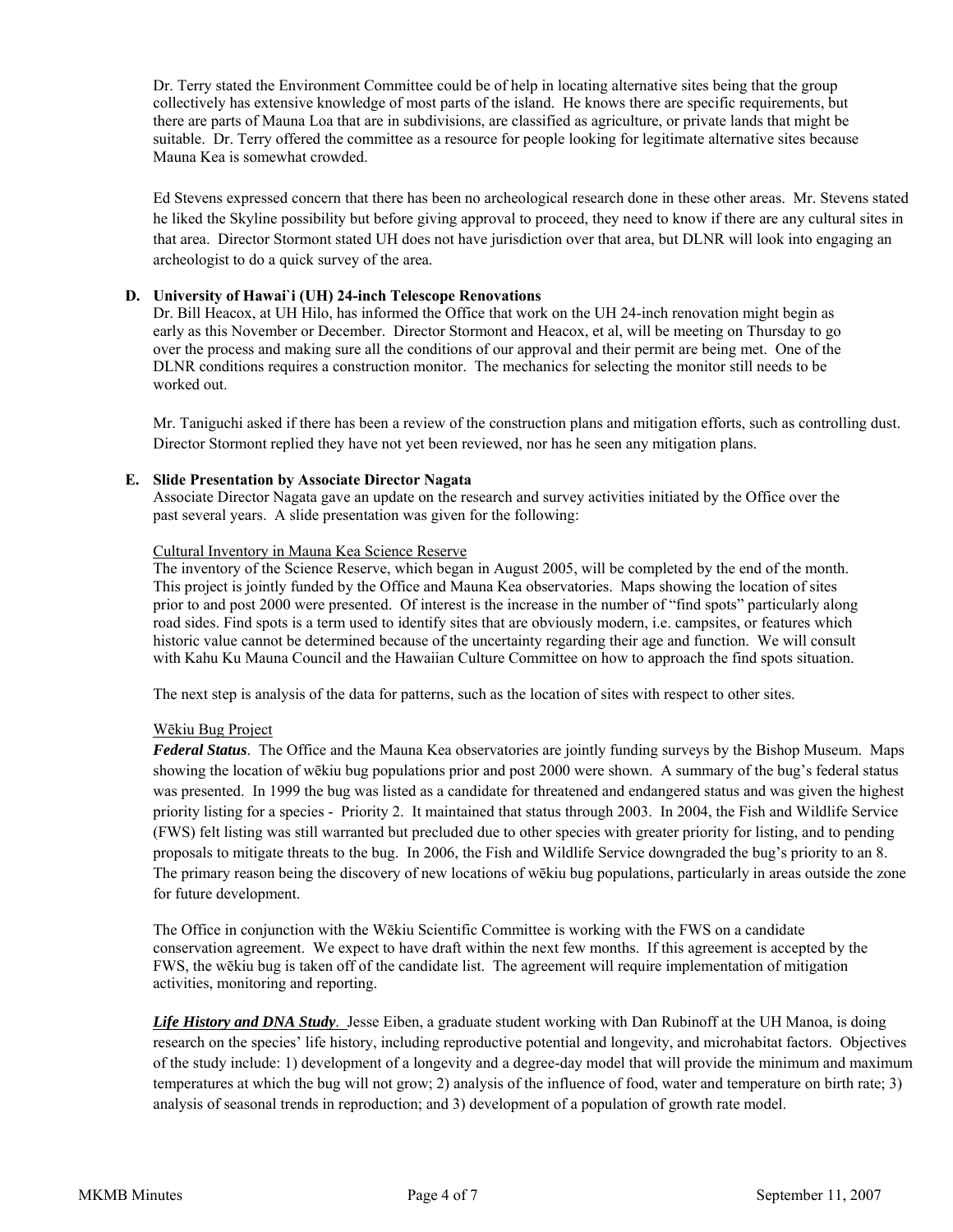Dr. Terry stated the Environment Committee could be of help in locating alternative sites being that the group collectively has extensive knowledge of most parts of the island. He knows there are specific requirements, but there are parts of Mauna Loa that are in subdivisions, are classified as agriculture, or private lands that might be suitable. Dr. Terry offered the committee as a resource for people looking for legitimate alternative sites because Mauna Kea is somewhat crowded.

Ed Stevens expressed concern that there has been no archeological research done in these other areas. Mr. Stevens stated he liked the Skyline possibility but before giving approval to proceed, they need to know if there are any cultural sites in that area. Director Stormont stated UH does not have jurisdiction over that area, but DLNR will look into engaging an archeologist to do a quick survey of the area.

**D. University of Hawai`i (UH) 24-inch Telescope Renovations**

Dr. Bill Heacox, at UH Hilo, has informed the Office that work on the UH 24-inch renovation might begin as early as this November or December. Director Stormont and Heacox, et al, will be meeting on Thursday to go over the process and making sure all the conditions of our approval and their permit are being met. One of the DLNR conditions requires a construction monitor. The mechanics for selecting the monitor still needs to be worked out.

Mr. Taniguchi asked if there has been a review of the construction plans and mitigation efforts, such as controlling dust. Director Stormont replied they have not yet been reviewed, nor has he seen any mitigation plans.

**E. Slide Presentation by Associate Director Nagata**

Associate Director Nagata gave an update on the research and survey activities initiated by the Office over the past several years. A slide presentation was given for the following:

Cultural Inventory in Mauna Kea Science Reserve

The inventory of the Science Reserve, which began in August 2005, will be completed by the end of the month. This project is jointly funded by the Office and Mauna Kea observatories. Maps showing the location of sites prior to and post 2000 were presented. Of interest is the increase in the number of "find spots" particularly along road sides. Find spots is a term used to identify sites that are obviously modern, i.e. campsites, or features which historic value cannot be determined because of the uncertainty regarding their age and function. We will consult with Kahu Ku Mauna Council and the Hawaiian Culture Committee on how to approach the find spots situation.

The next step is analysis of the data for patterns, such as the location of sites with respect to other sites.

Wēkiu Bug Project

***Federal Status***. The Office and the Mauna Kea observatories are jointly funding surveys by the Bishop Museum. Maps showing the location of wēkiu bug populations prior and post 2000 were shown. A summary of the bug's federal status was presented. In 1999 the bug was listed as a candidate for threatened and endangered status and was given the highest priority listing for a species - Priority 2. It maintained that status through 2003. In 2004, the Fish and Wildlife Service (FWS) felt listing was still warranted but precluded due to other species with greater priority for listing, and to pending proposals to mitigate threats to the bug. In 2006, the Fish and Wildlife Service downgraded the bug's priority to an 8. The primary reason being the discovery of new locations of wēkiu bug populations, particularly in areas outside the zone for future development.

The Office in conjunction with the Wēkiu Scientific Committee is working with the FWS on a candidate conservation agreement. We expect to have draft within the next few months. If this agreement is accepted by the FWS, the wēkiu bug is taken off of the candidate list. The agreement will require implementation of mitigation activities, monitoring and reporting.

***Life History and DNA Study***. Jesse Eiben, a graduate student working with Dan Rubinoff at the UH Manoa, is doing research on the species' life history, including reproductive potential and longevity, and microhabitat factors. Objectives of the study include: 1) development of a longevity and a degree-day model that will provide the minimum and maximum temperatures at which the bug will not grow; 2) analysis of the influence of food, water and temperature on birth rate; 3) analysis of seasonal trends in reproduction; and 3) development of a population of growth rate model.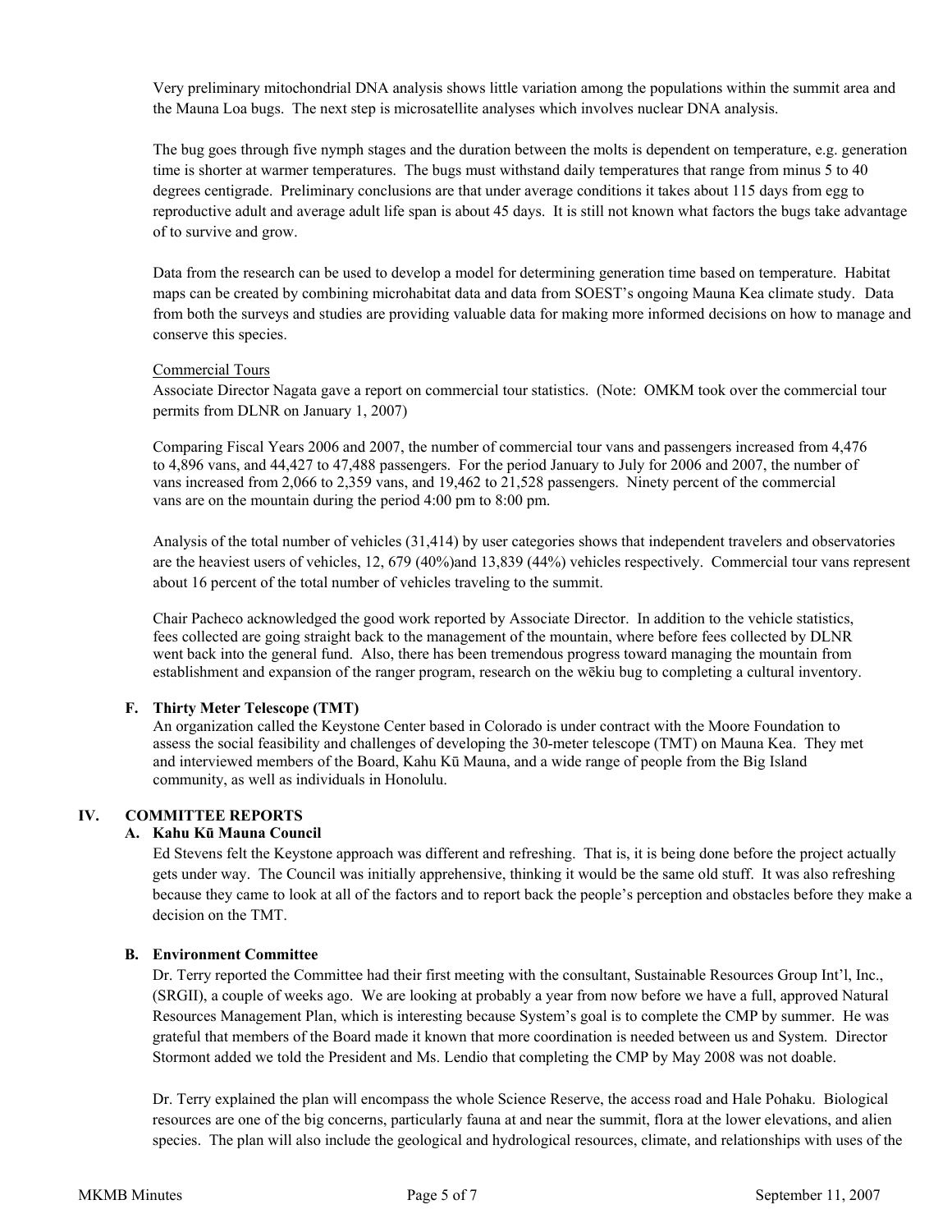Very preliminary mitochondrial DNA analysis shows little variation among the populations within the summit area and the Mauna Loa bugs. The next step is microsatellite analyses which involves nuclear DNA analysis.

The bug goes through five nymph stages and the duration between the molts is dependent on temperature, e.g. generation time is shorter at warmer temperatures. The bugs must withstand daily temperatures that range from minus 5 to 40 degrees centigrade. Preliminary conclusions are that under average conditions it takes about 115 days from egg to reproductive adult and average adult life span is about 45 days. It is still not known what factors the bugs take advantage of to survive and grow.

Data from the research can be used to develop a model for determining generation time based on temperature. Habitat maps can be created by combining microhabitat data and data from SOEST's ongoing Mauna Kea climate study. Data from both the surveys and studies are providing valuable data for making more informed decisions on how to manage and conserve this species.

Commercial Tours

Associate Director Nagata gave a report on commercial tour statistics. (Note: OMKM took over the commercial tour permits from DLNR on January 1, 2007)

Comparing Fiscal Years 2006 and 2007, the number of commercial tour vans and passengers increased from 4,476 to 4,896 vans, and 44,427 to 47,488 passengers. For the period January to July for 2006 and 2007, the number of vans increased from 2,066 to 2,359 vans, and 19,462 to 21,528 passengers. Ninety percent of the commercial vans are on the mountain during the period 4:00 pm to 8:00 pm.

Analysis of the total number of vehicles (31,414) by user categories shows that independent travelers and observatories are the heaviest users of vehicles, 12, 679 (40%)and 13,839 (44%) vehicles respectively. Commercial tour vans represent about 16 percent of the total number of vehicles traveling to the summit.

Chair Pacheco acknowledged the good work reported by Associate Director. In addition to the vehicle statistics, fees collected are going straight back to the management of the mountain, where before fees collected by DLNR went back into the general fund. Also, there has been tremendous progress toward managing the mountain from establishment and expansion of the ranger program, research on the wēkiu bug to completing a cultural inventory.

### F. Thirty Meter Telescope (TMT)

An organization called the Keystone Center based in Colorado is under contract with the Moore Foundation to assess the social feasibility and challenges of developing the 30-meter telescope (TMT) on Mauna Kea. They met and interviewed members of the Board, Kahu Kū Mauna, and a wide range of people from the Big Island community, as well as individuals in Honolulu.

## IV. COMMITTEE REPORTS

### A. Kahu Kū Mauna Council

Ed Stevens felt the Keystone approach was different and refreshing. That is, it is being done before the project actually gets under way. The Council was initially apprehensive, thinking it would be the same old stuff. It was also refreshing because they came to look at all of the factors and to report back the people's perception and obstacles before they make a decision on the TMT.

### B. Environment Committee

Dr. Terry reported the Committee had their first meeting with the consultant, Sustainable Resources Group Int'l, Inc., (SRGII), a couple of weeks ago. We are looking at probably a year from now before we have a full, approved Natural Resources Management Plan, which is interesting because System's goal is to complete the CMP by summer. He was grateful that members of the Board made it known that more coordination is needed between us and System. Director Stormont added we told the President and Ms. Lendio that completing the CMP by May 2008 was not doable.

Dr. Terry explained the plan will encompass the whole Science Reserve, the access road and Hale Pohaku. Biological resources are one of the big concerns, particularly fauna at and near the summit, flora at the lower elevations, and alien species. The plan will also include the geological and hydrological resources, climate, and relationships with uses of the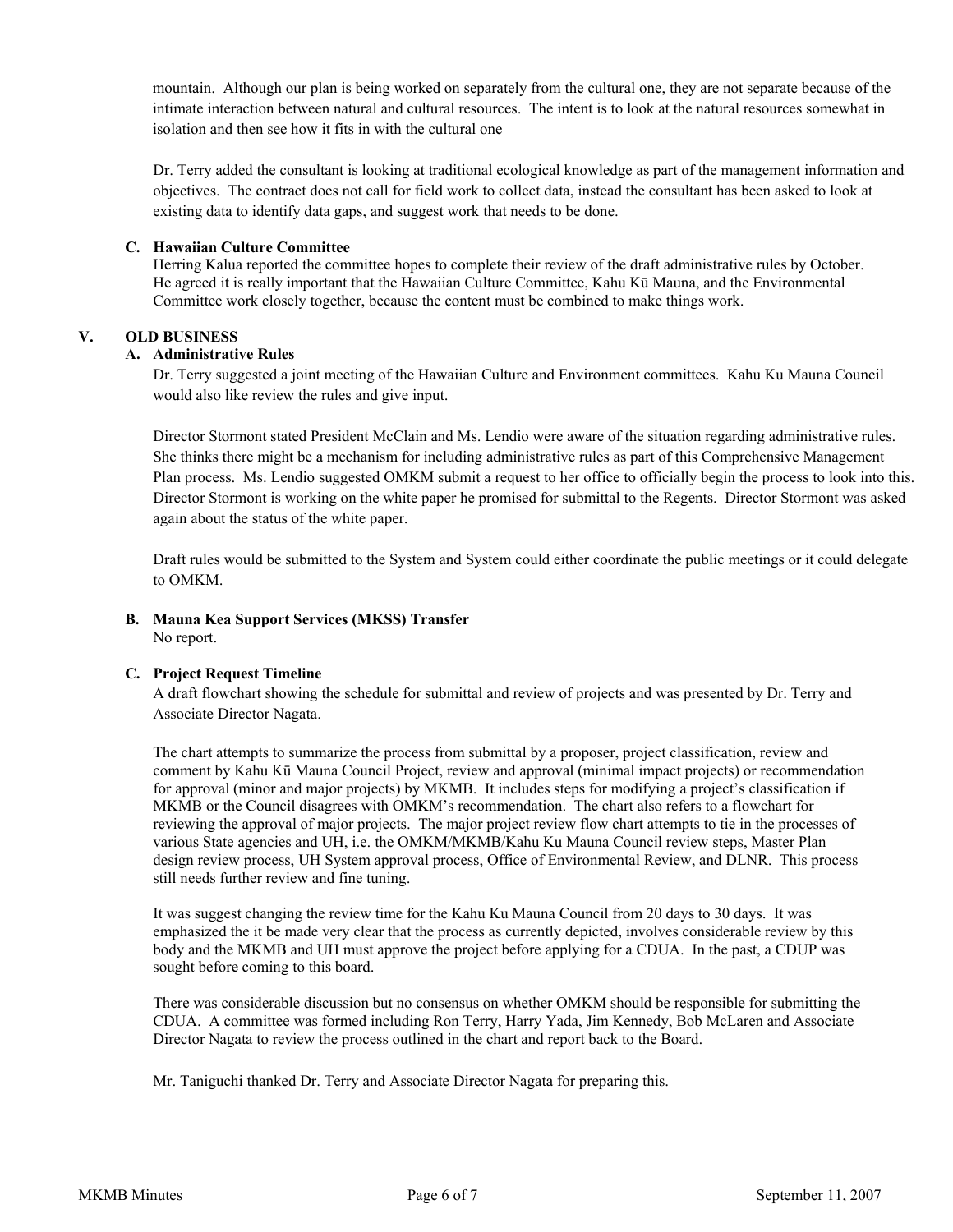mountain. Although our plan is being worked on separately from the cultural one, they are not separate because of the intimate interaction between natural and cultural resources. The intent is to look at the natural resources somewhat in isolation and then see how it fits in with the cultural one

Dr. Terry added the consultant is looking at traditional ecological knowledge as part of the management information and objectives. The contract does not call for field work to collect data, instead the consultant has been asked to look at existing data to identify data gaps, and suggest work that needs to be done.

### C. Hawaiian Culture Committee

Herring Kalua reported the committee hopes to complete their review of the draft administrative rules by October. He agreed it is really important that the Hawaiian Culture Committee, Kahu Kū Mauna, and the Environmental Committee work closely together, because the content must be combined to make things work.

## V. OLD BUSINESS

### A. Administrative Rules

Dr. Terry suggested a joint meeting of the Hawaiian Culture and Environment committees. Kahu Ku Mauna Council would also like review the rules and give input.

Director Stormont stated President McClain and Ms. Lendio were aware of the situation regarding administrative rules. She thinks there might be a mechanism for including administrative rules as part of this Comprehensive Management Plan process. Ms. Lendio suggested OMKM submit a request to her office to officially begin the process to look into this. Director Stormont is working on the white paper he promised for submittal to the Regents. Director Stormont was asked again about the status of the white paper.

Draft rules would be submitted to the System and System could either coordinate the public meetings or it could delegate to OMKM.

### B. Mauna Kea Support Services (MKSS) Transfer

No report.

### C. Project Request Timeline

A draft flowchart showing the schedule for submittal and review of projects and was presented by Dr. Terry and Associate Director Nagata.

The chart attempts to summarize the process from submittal by a proposer, project classification, review and comment by Kahu Kū Mauna Council Project, review and approval (minimal impact projects) or recommendation for approval (minor and major projects) by MKMB. It includes steps for modifying a project's classification if MKMB or the Council disagrees with OMKM's recommendation. The chart also refers to a flowchart for reviewing the approval of major projects. The major project review flow chart attempts to tie in the processes of various State agencies and UH, i.e. the OMKM/MKMB/Kahu Ku Mauna Council review steps, Master Plan design review process, UH System approval process, Office of Environmental Review, and DLNR. This process still needs further review and fine tuning.

It was suggest changing the review time for the Kahu Ku Mauna Council from 20 days to 30 days. It was emphasized the it be made very clear that the process as currently depicted, involves considerable review by this body and the MKMB and UH must approve the project before applying for a CDUA. In the past, a CDUP was sought before coming to this board.

There was considerable discussion but no consensus on whether OMKM should be responsible for submitting the CDUA. A committee was formed including Ron Terry, Harry Yada, Jim Kennedy, Bob McLaren and Associate Director Nagata to review the process outlined in the chart and report back to the Board.

Mr. Taniguchi thanked Dr. Terry and Associate Director Nagata for preparing this.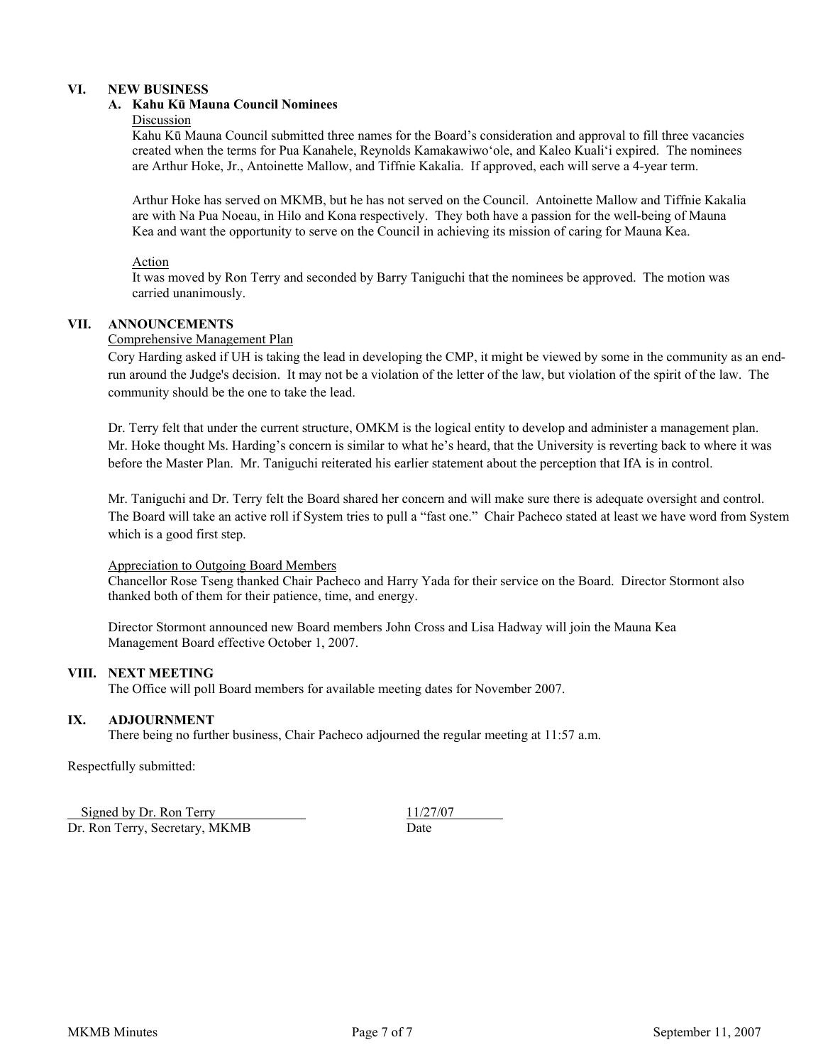## VI. NEW BUSINESS

### A. Kahu Kū Mauna Council Nominees

Discussion

Kahu Kū Mauna Council submitted three names for the Board's consideration and approval to fill three vacancies created when the terms for Pua Kanahele, Reynolds Kamakawiwo'ole, and Kaleo Kuali'i expired. The nominees are Arthur Hoke, Jr., Antoinette Mallow, and Tiffnie Kakalia. If approved, each will serve a 4-year term.

Arthur Hoke has served on MKMB, but he has not served on the Council. Antoinette Mallow and Tiffnie Kakalia are with Na Pua Noeau, in Hilo and Kona respectively. They both have a passion for the well-being of Mauna Kea and want the opportunity to serve on the Council in achieving its mission of caring for Mauna Kea.

Action

It was moved by Ron Terry and seconded by Barry Taniguchi that the nominees be approved. The motion was carried unanimously.

## VII. ANNOUNCEMENTS

Comprehensive Management Plan

Cory Harding asked if UH is taking the lead in developing the CMP, it might be viewed by some in the community as an end-run around the Judge's decision. It may not be a violation of the letter of the law, but violation of the spirit of the law. The community should be the one to take the lead.

Dr. Terry felt that under the current structure, OMKM is the logical entity to develop and administer a management plan. Mr. Hoke thought Ms. Harding's concern is similar to what he's heard, that the University is reverting back to where it was before the Master Plan. Mr. Taniguchi reiterated his earlier statement about the perception that IfA is in control.

Mr. Taniguchi and Dr. Terry felt the Board shared her concern and will make sure there is adequate oversight and control. The Board will take an active roll if System tries to pull a "fast one." Chair Pacheco stated at least we have word from System which is a good first step.

Appreciation to Outgoing Board Members

Chancellor Rose Tseng thanked Chair Pacheco and Harry Yada for their service on the Board. Director Stormont also thanked both of them for their patience, time, and energy.

Director Stormont announced new Board members John Cross and Lisa Hadway will join the Mauna Kea Management Board effective October 1, 2007.

## VIII. NEXT MEETING

The Office will poll Board members for available meeting dates for November 2007.

## IX. ADJOURNMENT

There being no further business, Chair Pacheco adjourned the regular meeting at 11:57 a.m.

Respectfully submitted:

Signed by Dr. Ron Terry — 11/27/07

Dr. Ron Terry, Secretary, MKMB — Date